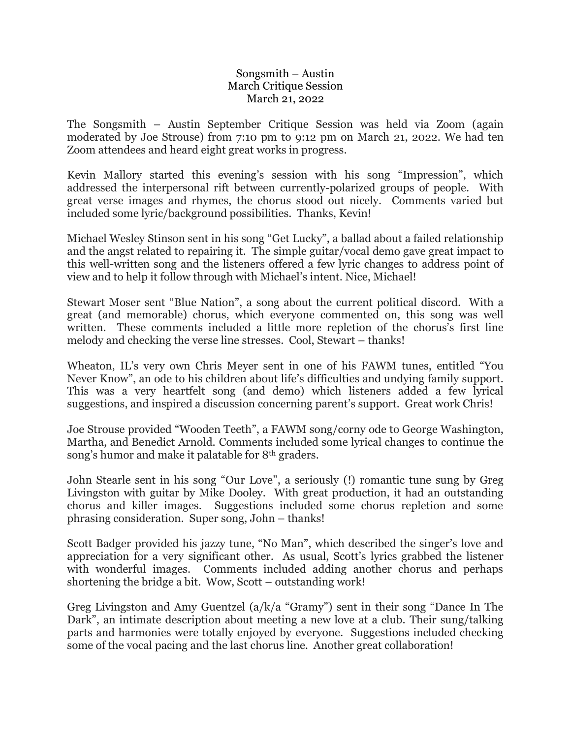# Songsmith – Austin
## March Critique Session
### March 21, 2022

The Songsmith – Austin September Critique Session was held via Zoom (again moderated by Joe Strouse) from 7:10 pm to 9:12 pm on March 21, 2022. We had ten Zoom attendees and heard eight great works in progress.

Kevin Mallory started this evening's session with his song "Impression", which addressed the interpersonal rift between currently-polarized groups of people. With great verse images and rhymes, the chorus stood out nicely. Comments varied but included some lyric/background possibilities. Thanks, Kevin!

Michael Wesley Stinson sent in his song "Get Lucky", a ballad about a failed relationship and the angst related to repairing it. The simple guitar/vocal demo gave great impact to this well-written song and the listeners offered a few lyric changes to address point of view and to help it follow through with Michael's intent. Nice, Michael!

Stewart Moser sent "Blue Nation", a song about the current political discord. With a great (and memorable) chorus, which everyone commented on, this song was well written. These comments included a little more repletion of the chorus's first line melody and checking the verse line stresses. Cool, Stewart – thanks!

Wheaton, IL's very own Chris Meyer sent in one of his FAWM tunes, entitled "You Never Know", an ode to his children about life's difficulties and undying family support. This was a very heartfelt song (and demo) which listeners added a few lyrical suggestions, and inspired a discussion concerning parent's support. Great work Chris!

Joe Strouse provided "Wooden Teeth", a FAWM song/corny ode to George Washington, Martha, and Benedict Arnold. Comments included some lyrical changes to continue the song's humor and make it palatable for 8th graders.

John Stearle sent in his song "Our Love", a seriously (!) romantic tune sung by Greg Livingston with guitar by Mike Dooley. With great production, it had an outstanding chorus and killer images. Suggestions included some chorus repletion and some phrasing consideration. Super song, John – thanks!

Scott Badger provided his jazzy tune, "No Man", which described the singer's love and appreciation for a very significant other. As usual, Scott's lyrics grabbed the listener with wonderful images. Comments included adding another chorus and perhaps shortening the bridge a bit. Wow, Scott – outstanding work!

Greg Livingston and Amy Guentzel (a/k/a "Gramy") sent in their song "Dance In The Dark", an intimate description about meeting a new love at a club. Their sung/talking parts and harmonies were totally enjoyed by everyone. Suggestions included checking some of the vocal pacing and the last chorus line. Another great collaboration!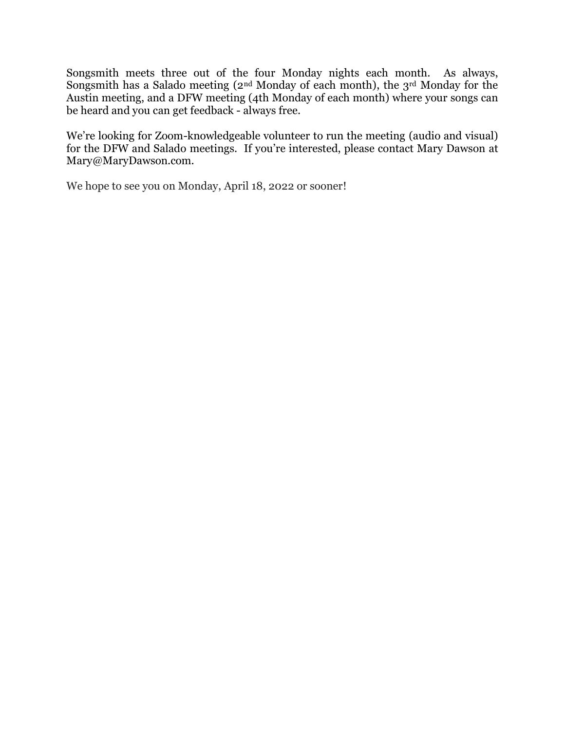Songsmith meets three out of the four Monday nights each month. As always, Songsmith has a Salado meeting (2nd Monday of each month), the 3rd Monday for the Austin meeting, and a DFW meeting (4th Monday of each month) where your songs can be heard and you can get feedback - always free.

We're looking for Zoom-knowledgeable volunteer to run the meeting (audio and visual) for the DFW and Salado meetings. If you're interested, please contact Mary Dawson at Mary@MaryDawson.com.

We hope to see you on Monday, April 18, 2022 or sooner!